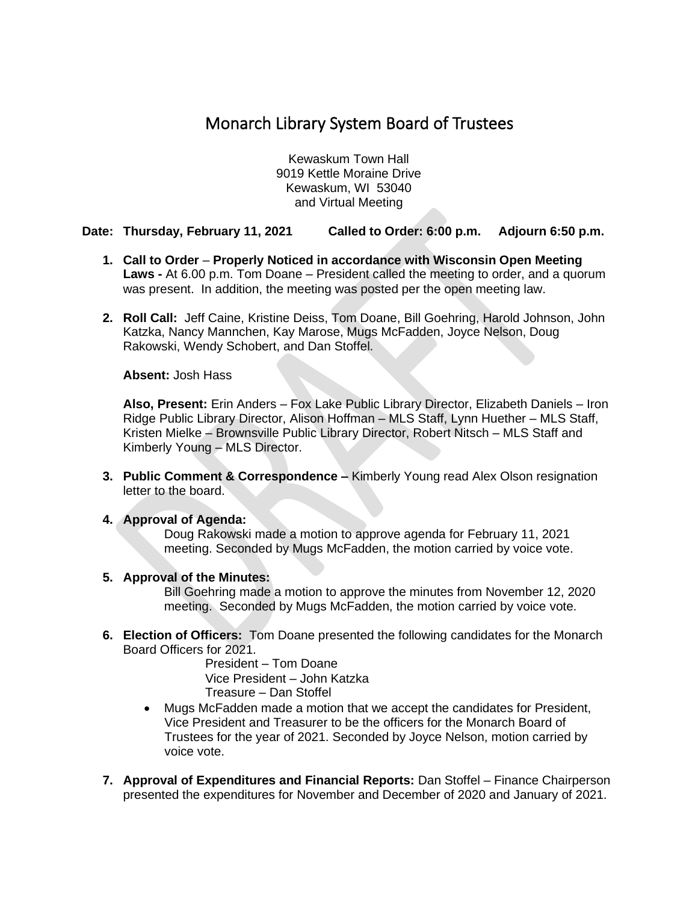# Monarch Library System Board of Trustees

Kewaskum Town Hall
9019 Kettle Moraine Drive
Kewaskum, WI 53040
and Virtual Meeting

**Date: Thursday, February 11, 2021 Called to Order: 6:00 p.m. Adjourn 6:50 p.m.**

1. **Call to Order** – **Properly Noticed in accordance with Wisconsin Open Meeting Laws -** At 6.00 p.m. Tom Doane – President called the meeting to order, and a quorum was present. In addition, the meeting was posted per the open meeting law.

2. **Roll Call:** Jeff Caine, Kristine Deiss, Tom Doane, Bill Goehring, Harold Johnson, John Katzka, Nancy Mannchen, Kay Marose, Mugs McFadden, Joyce Nelson, Doug Rakowski, Wendy Schobert, and Dan Stoffel.

   **Absent:** Josh Hass

   **Also, Present:** Erin Anders – Fox Lake Public Library Director, Elizabeth Daniels – Iron Ridge Public Library Director, Alison Hoffman – MLS Staff, Lynn Huether – MLS Staff, Kristen Mielke – Brownsville Public Library Director, Robert Nitsch – MLS Staff and Kimberly Young – MLS Director.

3. **Public Comment & Correspondence –** Kimberly Young read Alex Olson resignation letter to the board.

4. **Approval of Agenda:**
   Doug Rakowski made a motion to approve agenda for February 11, 2021 meeting. Seconded by Mugs McFadden, the motion carried by voice vote.

5. **Approval of the Minutes:**
   Bill Goehring made a motion to approve the minutes from November 12, 2020 meeting. Seconded by Mugs McFadden, the motion carried by voice vote.

6. **Election of Officers:** Tom Doane presented the following candidates for the Monarch Board Officers for 2021.
   President – Tom Doane
   Vice President – John Katzka
   Treasure – Dan Stoffel
   - Mugs McFadden made a motion that we accept the candidates for President, Vice President and Treasurer to be the officers for the Monarch Board of Trustees for the year of 2021. Seconded by Joyce Nelson, motion carried by voice vote.

7. **Approval of Expenditures and Financial Reports:** Dan Stoffel – Finance Chairperson presented the expenditures for November and December of 2020 and January of 2021.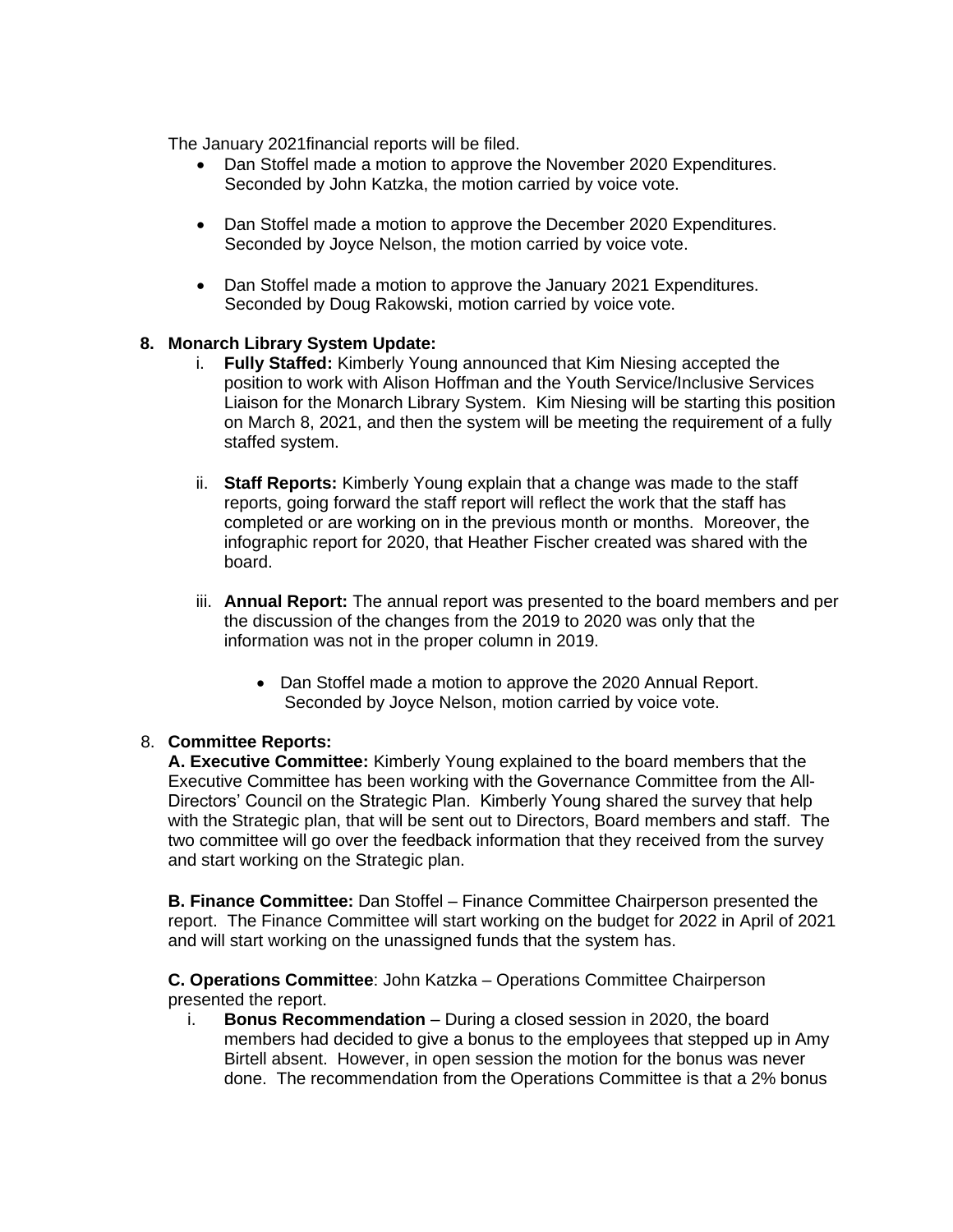The January 2021financial reports will be filed.

- Dan Stoffel made a motion to approve the November 2020 Expenditures. Seconded by John Katzka, the motion carried by voice vote.
- Dan Stoffel made a motion to approve the December 2020 Expenditures. Seconded by Joyce Nelson, the motion carried by voice vote.
- Dan Stoffel made a motion to approve the January 2021 Expenditures. Seconded by Doug Rakowski, motion carried by voice vote.

**8. Monarch Library System Update:**

i. **Fully Staffed:** Kimberly Young announced that Kim Niesing accepted the position to work with Alison Hoffman and the Youth Service/Inclusive Services Liaison for the Monarch Library System. Kim Niesing will be starting this position on March 8, 2021, and then the system will be meeting the requirement of a fully staffed system.

ii. **Staff Reports:** Kimberly Young explain that a change was made to the staff reports, going forward the staff report will reflect the work that the staff has completed or are working on in the previous month or months. Moreover, the infographic report for 2020, that Heather Fischer created was shared with the board.

iii. **Annual Report:** The annual report was presented to the board members and per the discussion of the changes from the 2019 to 2020 was only that the information was not in the proper column in 2019.

- Dan Stoffel made a motion to approve the 2020 Annual Report. Seconded by Joyce Nelson, motion carried by voice vote.

8. **Committee Reports:**

**A. Executive Committee:** Kimberly Young explained to the board members that the Executive Committee has been working with the Governance Committee from the All-Directors' Council on the Strategic Plan. Kimberly Young shared the survey that help with the Strategic plan, that will be sent out to Directors, Board members and staff. The two committee will go over the feedback information that they received from the survey and start working on the Strategic plan.

**B. Finance Committee:** Dan Stoffel – Finance Committee Chairperson presented the report. The Finance Committee will start working on the budget for 2022 in April of 2021 and will start working on the unassigned funds that the system has.

**C. Operations Committee**: John Katzka – Operations Committee Chairperson presented the report.

i. **Bonus Recommendation** – During a closed session in 2020, the board members had decided to give a bonus to the employees that stepped up in Amy Birtell absent. However, in open session the motion for the bonus was never done. The recommendation from the Operations Committee is that a 2% bonus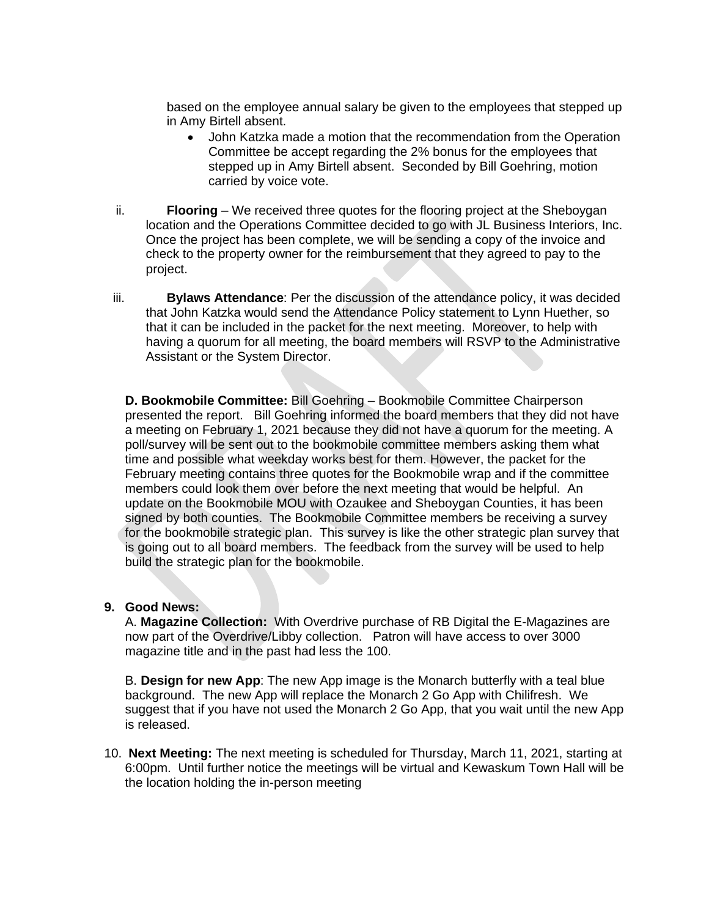based on the employee annual salary be given to the employees that stepped up in Amy Birtell absent.

- John Katzka made a motion that the recommendation from the Operation Committee be accept regarding the 2% bonus for the employees that stepped up in Amy Birtell absent. Seconded by Bill Goehring, motion carried by voice vote.

ii. **Flooring** – We received three quotes for the flooring project at the Sheboygan location and the Operations Committee decided to go with JL Business Interiors, Inc. Once the project has been complete, we will be sending a copy of the invoice and check to the property owner for the reimbursement that they agreed to pay to the project.

iii. **Bylaws Attendance**: Per the discussion of the attendance policy, it was decided that John Katzka would send the Attendance Policy statement to Lynn Huether, so that it can be included in the packet for the next meeting. Moreover, to help with having a quorum for all meeting, the board members will RSVP to the Administrative Assistant or the System Director.

**D. Bookmobile Committee:** Bill Goehring – Bookmobile Committee Chairperson presented the report. Bill Goehring informed the board members that they did not have a meeting on February 1, 2021 because they did not have a quorum for the meeting. A poll/survey will be sent out to the bookmobile committee members asking them what time and possible what weekday works best for them. However, the packet for the February meeting contains three quotes for the Bookmobile wrap and if the committee members could look them over before the next meeting that would be helpful. An update on the Bookmobile MOU with Ozaukee and Sheboygan Counties, it has been signed by both counties. The Bookmobile Committee members be receiving a survey for the bookmobile strategic plan. This survey is like the other strategic plan survey that is going out to all board members. The feedback from the survey will be used to help build the strategic plan for the bookmobile.

**9. Good News:**

A. **Magazine Collection:** With Overdrive purchase of RB Digital the E-Magazines are now part of the Overdrive/Libby collection. Patron will have access to over 3000 magazine title and in the past had less the 100.

B. **Design for new App**: The new App image is the Monarch butterfly with a teal blue background. The new App will replace the Monarch 2 Go App with Chilifresh. We suggest that if you have not used the Monarch 2 Go App, that you wait until the new App is released.

10. **Next Meeting:** The next meeting is scheduled for Thursday, March 11, 2021, starting at 6:00pm. Until further notice the meetings will be virtual and Kewaskum Town Hall will be the location holding the in-person meeting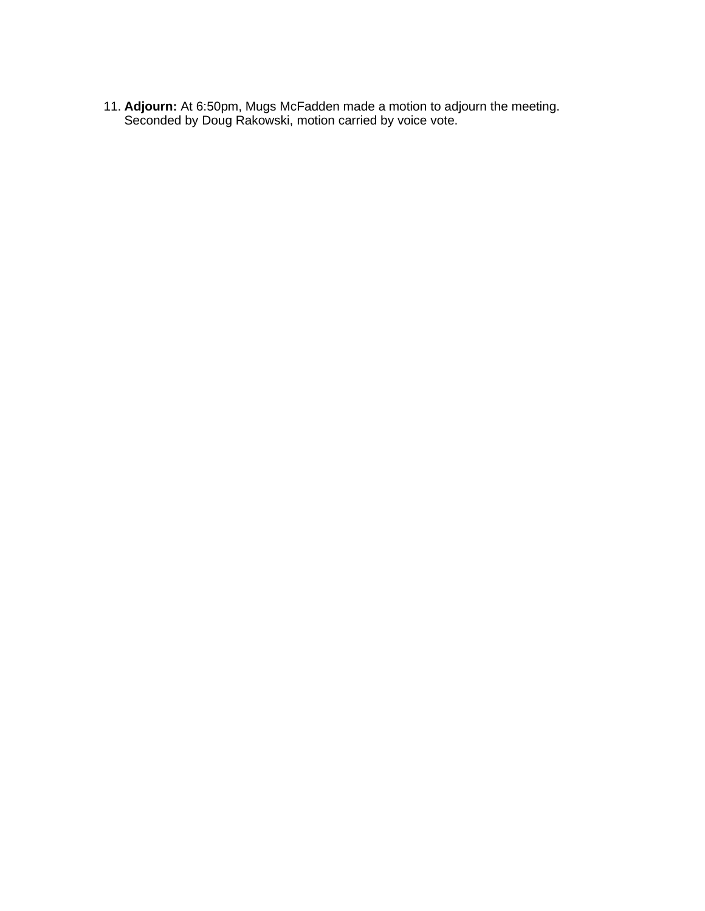11. **Adjourn:** At 6:50pm, Mugs McFadden made a motion to adjourn the meeting. Seconded by Doug Rakowski, motion carried by voice vote.